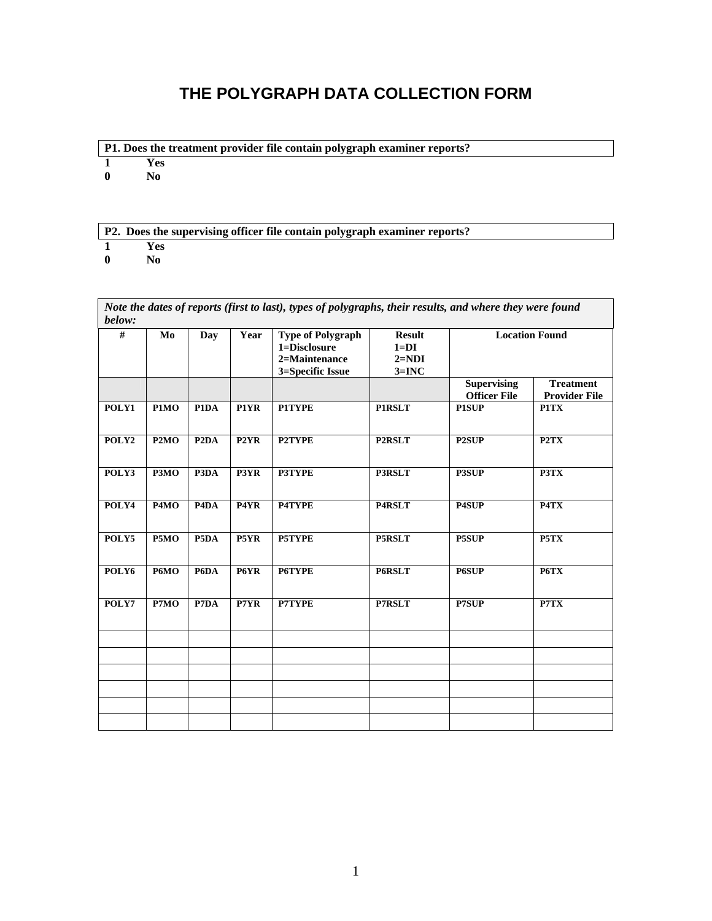# THE POLYGRAPH DATA COLLECTION FORM

**P1. Does the treatment provider file contain polygraph examiner reports?**

**1** Yes
**0** No

**P2. Does the supervising officer file contain polygraph examiner reports?**

**1** Yes
**0** No

***Note the dates of reports (first to last), types of polygraphs, their results, and where they were found below:***

| # | Mo | Day | Year | Type of Polygraph 1=Disclosure 2=Maintenance 3=Specific Issue | Result 1=DI 2=NDI 3=INC | Location Found | |
|---|---|---|---|---|---|---|---|
| | | | | | | Supervising Officer File | Treatment Provider File |
| POLY1 | P1MO | P1DA | P1YR | P1TYPE | P1RSLT | P1SUP | P1TX |
| POLY2 | P2MO | P2DA | P2YR | P2TYPE | P2RSLT | P2SUP | P2TX |
| POLY3 | P3MO | P3DA | P3YR | P3TYPE | P3RSLT | P3SUP | P3TX |
| POLY4 | P4MO | P4DA | P4YR | P4TYPE | P4RSLT | P4SUP | P4TX |
| POLY5 | P5MO | P5DA | P5YR | P5TYPE | P5RSLT | P5SUP | P5TX |
| POLY6 | P6MO | P6DA | P6YR | P6TYPE | P6RSLT | P6SUP | P6TX |
| POLY7 | P7MO | P7DA | P7YR | P7TYPE | P7RSLT | P7SUP | P7TX |
| | | | | | | | |
| | | | | | | | |
| | | | | | | | |
| | | | | | | | |
| | | | | | | | |
| | | | | | | | |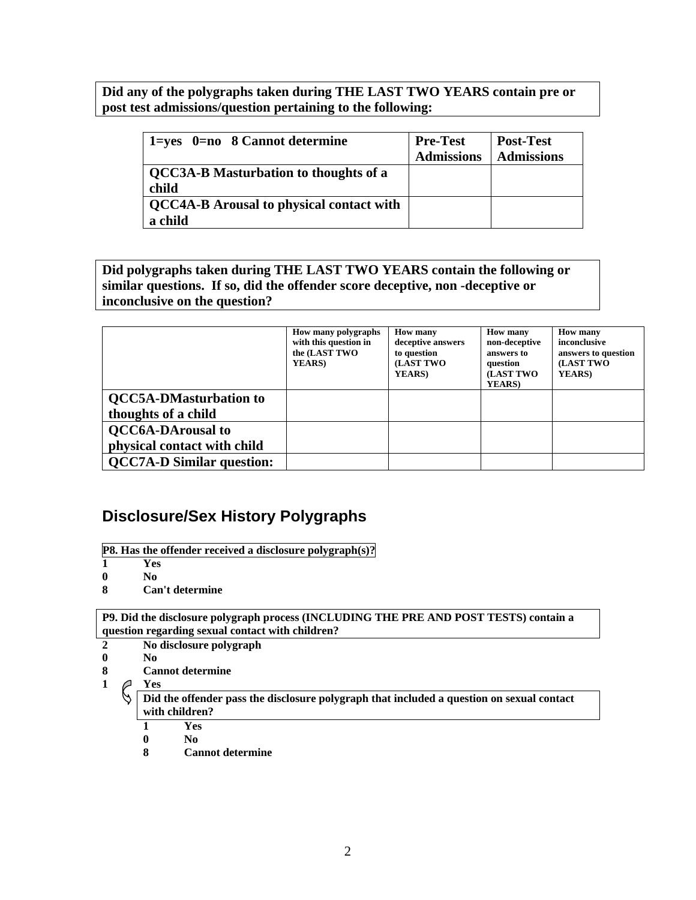**Did any of the polygraphs taken during THE LAST TWO YEARS contain pre or post test admissions/question pertaining to the following:**

| 1=yes 0=no 8 Cannot determine | Pre-Test Admissions | Post-Test Admissions |
|---|---|---|
| QCC3A-B Masturbation to thoughts of a child | | |
| QCC4A-B Arousal to physical contact with a child | | |

**Did polygraphs taken during THE LAST TWO YEARS contain the following or similar questions. If so, did the offender score deceptive, non -deceptive or inconclusive on the question?**

| | How many polygraphs with this question in the (LAST TWO YEARS) | How many deceptive answers to question (LAST TWO YEARS) | How many non-deceptive answers to question (LAST TWO YEARS) | How many inconclusive answers to question (LAST TWO YEARS) |
|---|---|---|---|---|
| QCC5A-DMasturbation to thoughts of a child | | | | |
| QCC6A-DArousal to physical contact with child | | | | |
| QCC7A-D Similar question: | | | | |

## Disclosure/Sex History Polygraphs

**P8. Has the offender received a disclosure polygraph(s)?**

- **1** **Yes**
- **0** **No**
- **8** **Can't determine**

**P9. Did the disclosure polygraph process (INCLUDING THE PRE AND POST TESTS) contain a question regarding sexual contact with children?**

- **2** **No disclosure polygraph**
- **0** **No**
- **8** **Cannot determine**
- **1** **Yes**

  **Did the offender pass the disclosure polygraph that included a question on sexual contact with children?**

  - **1** **Yes**
  - **0** **No**
  - **8** **Cannot determine**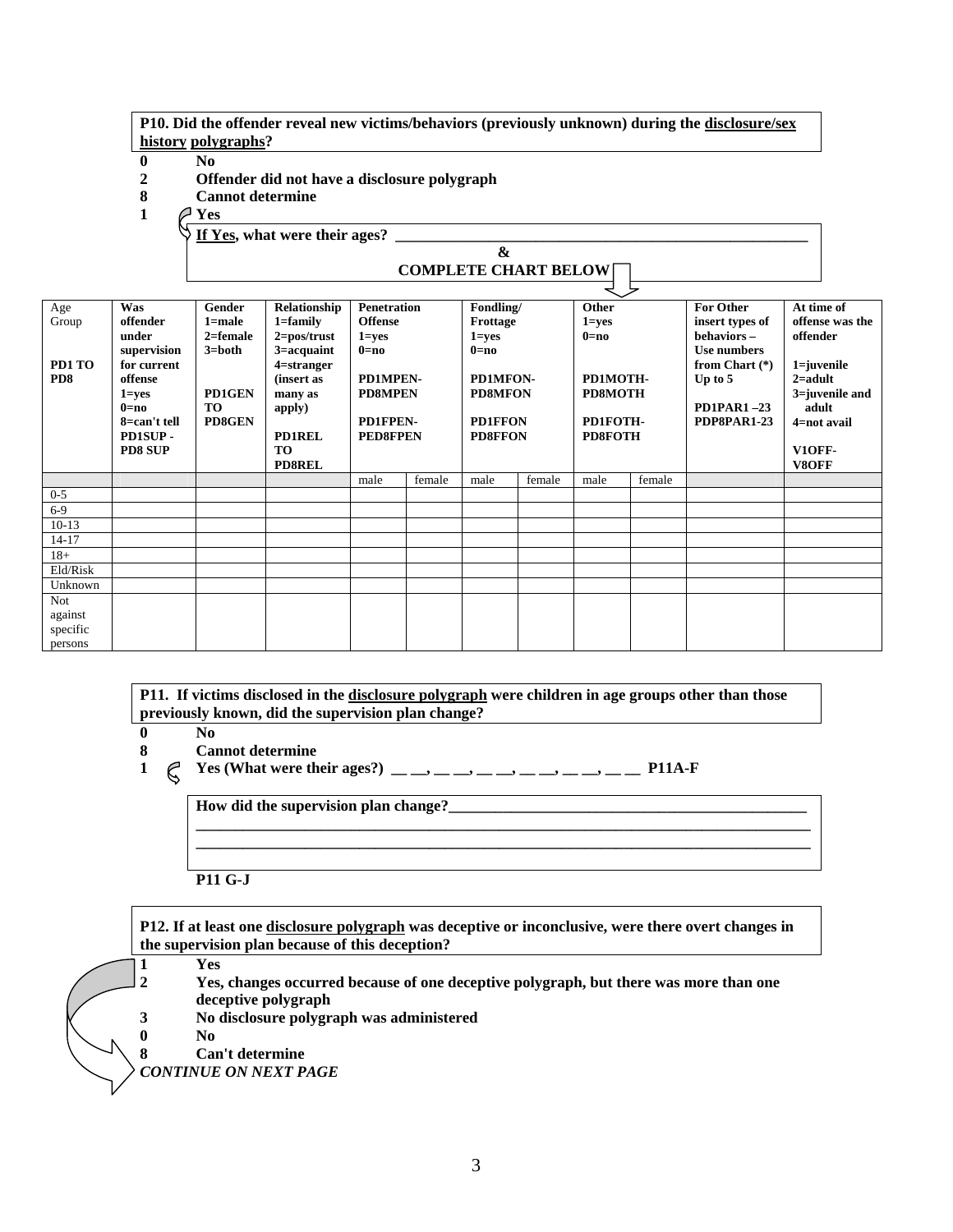**P10. Did the offender reveal new victims/behaviors (previously unknown) during the <u>disclosure/sex history polygraphs</u>?**

- **0** No
- **2** Offender did not have a disclosure polygraph
- **8** Cannot determine
- **1** Yes

**<u>If Yes</u>, what were their ages?** ______________________________________________

**&**

**COMPLETE CHART BELOW**

| Age Group PD1 TO PD8 | Was offender under supervision for current offense 1=yes 0=no 8=can't tell PD1SUP - PD8 SUP | Gender 1=male 2=female 3=both PD1GEN TO PD8GEN | Relationship 1=family 2=pos/trust 3=acquaint 4=stranger (insert as many as apply) PD1REL TO PD8REL | Penetration Offense 1=yes 0=no PD1MPEN-PD8MPEN PD1FPEN-PED8FPEN | | Fondling/ Frottage 1=yes 0=no PD1MFON-PD8MFON PD1FFON PD8FFON | | Other 1=yes 0=no PD1MOTH-PD8MOTH PD1FOTH-PD8FOTH | | For Other insert types of behaviors – Use numbers from Chart (*) Up to 5 PD1PAR1 –23 PDP8PAR1-23 | At time of offense was the offender 1=juvenile 2=adult 3=juvenile and adult 4=not avail V1OFF-V8OFF |
|---|---|---|---|---|---|---|---|---|---|---|---|
| | | | | male | female | male | female | male | female | | |
| 0-5 | | | | | | | | | | | |
| 6-9 | | | | | | | | | | | |
| 10-13 | | | | | | | | | | | |
| 14-17 | | | | | | | | | | | |
| 18+ | | | | | | | | | | | |
| Eld/Risk | | | | | | | | | | | |
| Unknown | | | | | | | | | | | |
| Not against specific persons | | | | | | | | | | | |

**P11. If victims disclosed in the <u>disclosure polygraph</u> were children in age groups other than those previously known, did the supervision plan change?**

- **0** No
- **8** Cannot determine
- **1** Yes (What were their ages?) __ __, __ __, __ __, __ __, __ __, __ __ **P11A-F**

**How did the supervision plan change?**______________________________________________

________________________________________________________________________________

________________________________________________________________________________

**P11 G-J**

**P12. If at least one <u>disclosure polygraph</u> was deceptive or inconclusive, were there overt changes in the supervision plan because of this deception?**

- **1** Yes
- **2** Yes, changes occurred because of one deceptive polygraph, but there was more than one deceptive polygraph
- **3** No disclosure polygraph was administered
- **0** No
- **8** Can't determine

***CONTINUE ON NEXT PAGE***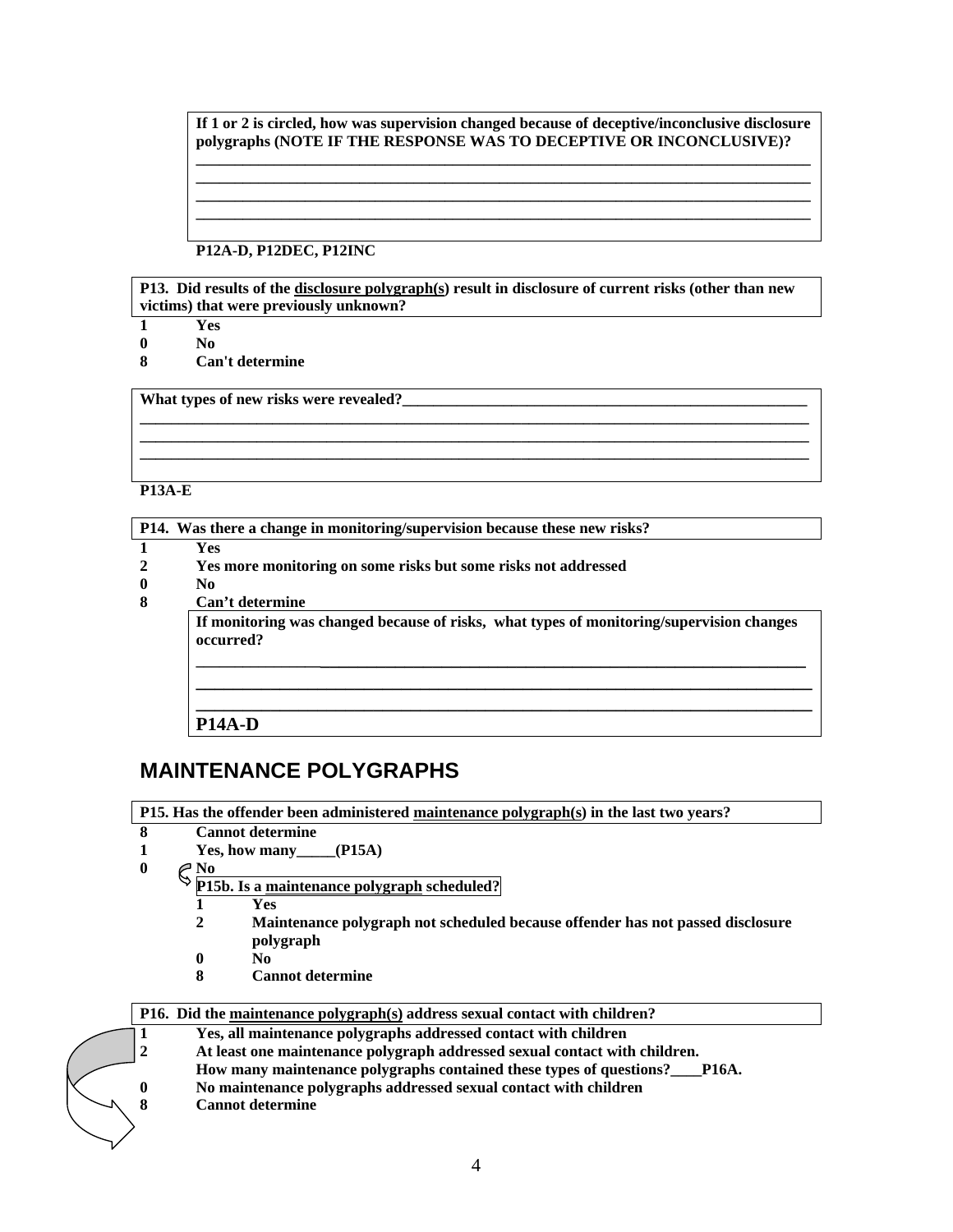**If 1 or 2 is circled, how was supervision changed because of deceptive/inconclusive disclosure polygraphs (NOTE IF THE RESPONSE WAS TO DECEPTIVE OR INCONCLUSIVE)?**

\_\_\_\_\_\_\_\_\_\_\_\_\_\_\_\_\_\_\_\_\_\_\_\_\_\_\_\_\_\_\_\_\_\_\_\_\_\_\_\_\_\_\_\_\_\_\_\_\_\_\_\_\_\_\_\_\_\_\_\_\_\_\_\_\_\_\_\_\_\_\_\_\_\_\_\_
\_\_\_\_\_\_\_\_\_\_\_\_\_\_\_\_\_\_\_\_\_\_\_\_\_\_\_\_\_\_\_\_\_\_\_\_\_\_\_\_\_\_\_\_\_\_\_\_\_\_\_\_\_\_\_\_\_\_\_\_\_\_\_\_\_\_\_\_\_\_\_\_\_\_\_\_
\_\_\_\_\_\_\_\_\_\_\_\_\_\_\_\_\_\_\_\_\_\_\_\_\_\_\_\_\_\_\_\_\_\_\_\_\_\_\_\_\_\_\_\_\_\_\_\_\_\_\_\_\_\_\_\_\_\_\_\_\_\_\_\_\_\_\_\_\_\_\_\_\_\_\_\_
\_\_\_\_\_\_\_\_\_\_\_\_\_\_\_\_\_\_\_\_\_\_\_\_\_\_\_\_\_\_\_\_\_\_\_\_\_\_\_\_\_\_\_\_\_\_\_\_\_\_\_\_\_\_\_\_\_\_\_\_\_\_\_\_\_\_\_\_\_\_\_\_\_\_\_\_

**P12A-D, P12DEC, P12INC**

**P13. Did results of the disclosure polygraph(s) result in disclosure of current risks (other than new victims) that were previously unknown?**

**1 Yes**
**0 No**
**8 Can't determine**

**What types of new risks were revealed?**\_\_\_\_\_\_\_\_\_\_\_\_\_\_\_\_\_\_\_\_\_\_\_\_\_\_\_\_\_\_\_\_\_\_\_\_\_\_\_\_\_\_\_\_\_
\_\_\_\_\_\_\_\_\_\_\_\_\_\_\_\_\_\_\_\_\_\_\_\_\_\_\_\_\_\_\_\_\_\_\_\_\_\_\_\_\_\_\_\_\_\_\_\_\_\_\_\_\_\_\_\_\_\_\_\_\_\_\_\_\_\_\_\_\_\_\_\_\_\_\_\_
\_\_\_\_\_\_\_\_\_\_\_\_\_\_\_\_\_\_\_\_\_\_\_\_\_\_\_\_\_\_\_\_\_\_\_\_\_\_\_\_\_\_\_\_\_\_\_\_\_\_\_\_\_\_\_\_\_\_\_\_\_\_\_\_\_\_\_\_\_\_\_\_\_\_\_\_
\_\_\_\_\_\_\_\_\_\_\_\_\_\_\_\_\_\_\_\_\_\_\_\_\_\_\_\_\_\_\_\_\_\_\_\_\_\_\_\_\_\_\_\_\_\_\_\_\_\_\_\_\_\_\_\_\_\_\_\_\_\_\_\_\_\_\_\_\_\_\_\_\_\_\_\_

**P13A-E**

**P14. Was there a change in monitoring/supervision because these new risks?**

**1 Yes**
**2 Yes more monitoring on some risks but some risks not addressed**
**0 No**
**8 Can't determine**

**If monitoring was changed because of risks, what types of monitoring/supervision changes occurred?**

\_\_\_\_\_\_\_\_\_\_\_\_\_\_\_\_\_\_\_\_\_\_\_\_\_\_\_\_\_\_\_\_\_\_\_\_\_\_\_\_\_\_\_\_\_\_\_\_\_\_\_\_\_\_\_\_\_\_\_\_\_\_\_\_\_\_\_\_\_\_\_\_\_\_
\_\_\_\_\_\_\_\_\_\_\_\_\_\_\_\_\_\_\_\_\_\_\_\_\_\_\_\_\_\_\_\_\_\_\_\_\_\_\_\_\_\_\_\_\_\_\_\_\_\_\_\_\_\_\_\_\_\_\_\_\_\_\_\_\_\_\_\_\_\_\_\_\_\_
\_\_\_\_\_\_\_\_\_\_\_\_\_\_\_\_\_\_\_\_\_\_\_\_\_\_\_\_\_\_\_\_\_\_\_\_\_\_\_\_\_\_\_\_\_\_\_\_\_\_\_\_\_\_\_\_\_\_\_\_\_\_\_\_\_\_\_\_\_\_\_\_\_\_

**P14A-D**

## MAINTENANCE POLYGRAPHS

**P15. Has the offender been administered maintenance polygraph(s) in the last two years?**

**8 Cannot determine**
**1 Yes, how many\_\_\_\_\_(P15A)**
**0 No**

**P15b. Is a maintenance polygraph scheduled?**

**1 Yes**
**2 Maintenance polygraph not scheduled because offender has not passed disclosure polygraph**
**0 No**
**8 Cannot determine**

**P16. Did the maintenance polygraph(s) address sexual contact with children?**

**1 Yes, all maintenance polygraphs addressed contact with children**
**2 At least one maintenance polygraph addressed sexual contact with children.**
**How many maintenance polygraphs contained these types of questions?\_\_\_\_P16A.**
**0 No maintenance polygraphs addressed sexual contact with children**
**8 Cannot determine**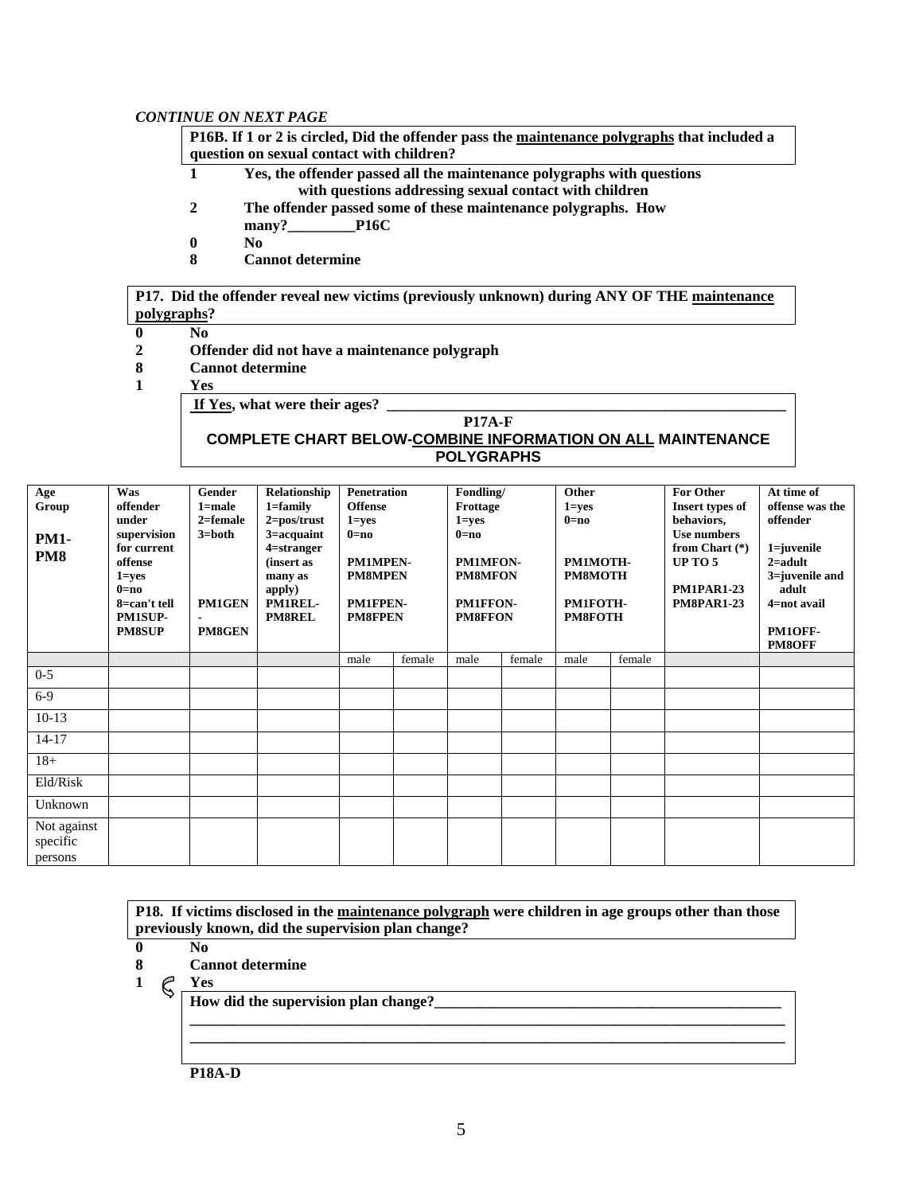*CONTINUE ON NEXT PAGE*

**P16B. If 1 or 2 is circled, Did the offender pass the maintenance polygraphs that included a question on sexual contact with children?**

**1** **Yes, the offender passed all the maintenance polygraphs with questions with questions addressing sexual contact with children**
**2** **The offender passed some of these maintenance polygraphs. How many?\_\_\_\_\_\_\_\_\_P16C**
**0** **No**
**8** **Cannot determine**

**P17. Did the offender reveal new victims (previously unknown) during ANY OF THE maintenance polygraphs?**

**0** **No**
**2** **Offender did not have a maintenance polygraph**
**8** **Cannot determine**
**1** **Yes**

**If Yes, what were their ages? \_\_\_\_\_\_\_\_\_\_\_\_\_\_\_\_\_\_\_\_\_\_\_\_\_\_\_\_\_\_\_\_\_\_\_\_\_\_\_\_\_\_\_\_\_\_\_\_\_\_\_\_\_\_**
**P17A-F**
**COMPLETE CHART BELOW-COMBINE INFORMATION ON ALL MAINTENANCE POLYGRAPHS**

| Age Group PM1-PM8 | Was offender under supervision for current offense 1=yes 0=no 8=can't tell PM1SUP-PM8SUP | Gender 1=male 2=female 3=both PM1GEN-PM8GEN | Relationship 1=family 2=pos/trust 3=acquaint 4=stranger (insert as many as apply) PM1REL-PM8REL | Penetration Offense 1=yes 0=no PM1MPEN-PM8MPEN PM1FPEN-PM8FPEN | | Fondling/ Frottage 1=yes 0=no PM1MFON-PM8MFON PM1FFON-PM8FFON | | Other 1=yes 0=no PM1MOTH-PM8MOTH PM1FOTH-PM8FOTH | | For Other Insert types of behaviors, Use numbers from Chart (*) UP TO 5 PM1PAR1-23 PM8PAR1-23 | At time of offense was the offender 1=juvenile 2=adult 3=juvenile and adult 4=not avail PM1OFF-PM8OFF |
|---|---|---|---|---|---|---|---|---|---|---|---|
| | | | | male | female | male | female | male | female | | |
| 0-5 | | | | | | | | | | | |
| 6-9 | | | | | | | | | | | |
| 10-13 | | | | | | | | | | | |
| 14-17 | | | | | | | | | | | |
| 18+ | | | | | | | | | | | |
| Eld/Risk | | | | | | | | | | | |
| Unknown | | | | | | | | | | | |
| Not against specific persons | | | | | | | | | | | |

**P18. If victims disclosed in the maintenance polygraph were children in age groups other than those previously known, did the supervision plan change?**

**0** **No**
**8** **Cannot determine**
**1** **Yes**

**How did the supervision plan change?\_\_\_\_\_\_\_\_\_\_\_\_\_\_\_\_\_\_\_\_\_\_\_\_\_\_\_\_\_\_\_\_\_\_\_\_\_\_\_\_\_\_\_\_\_\_\_\_**
\_\_\_\_\_\_\_\_\_\_\_\_\_\_\_\_\_\_\_\_\_\_\_\_\_\_\_\_\_\_\_\_\_\_\_\_\_\_\_\_\_\_\_\_\_\_\_\_\_\_\_\_\_\_\_\_\_\_\_\_\_\_\_\_\_\_\_\_\_\_\_\_\_\_\_\_
\_\_\_\_\_\_\_\_\_\_\_\_\_\_\_\_\_\_\_\_\_\_\_\_\_\_\_\_\_\_\_\_\_\_\_\_\_\_\_\_\_\_\_\_\_\_\_\_\_\_\_\_\_\_\_\_\_\_\_\_\_\_\_\_\_\_\_\_\_\_\_\_\_\_\_\_

**P18A-D**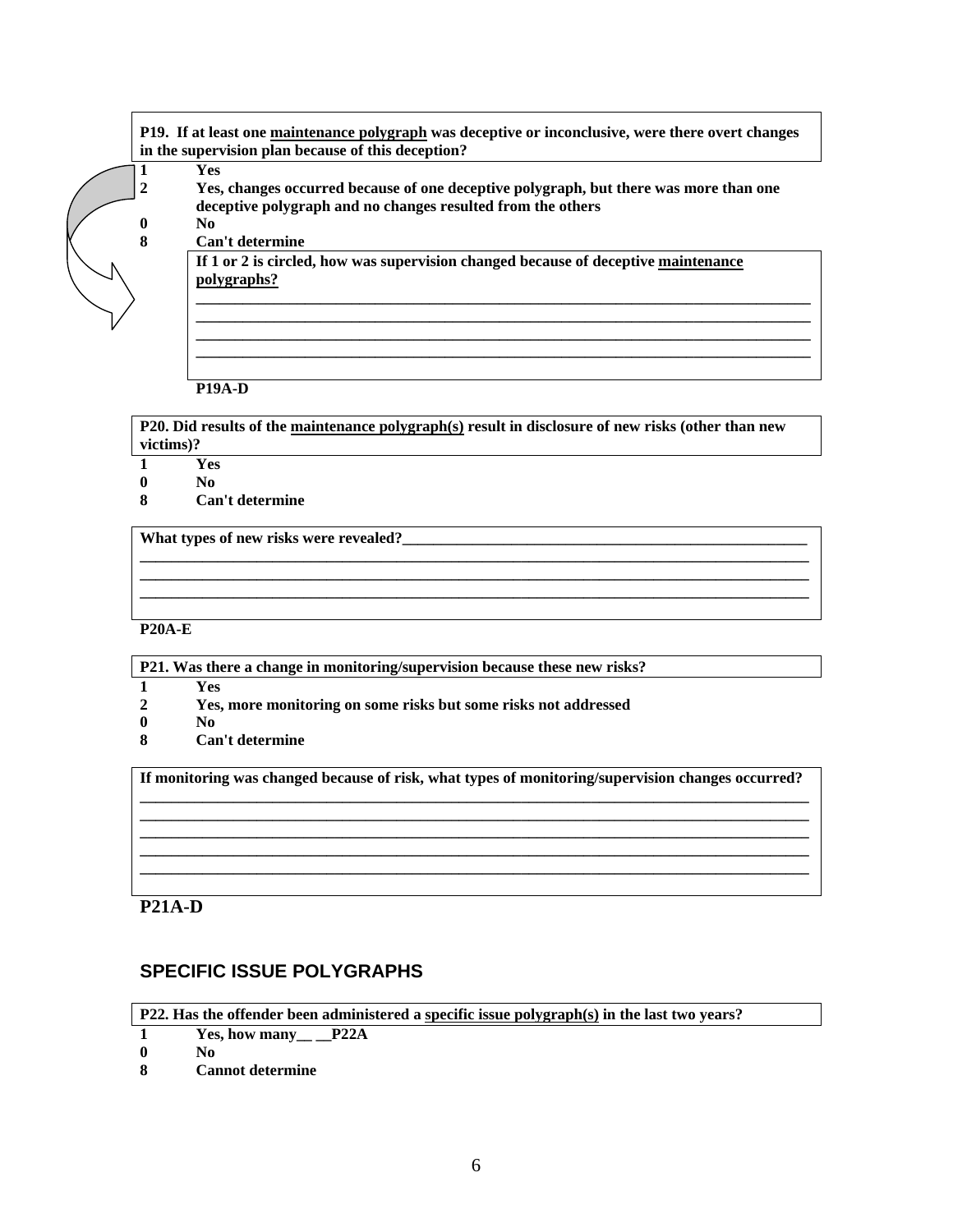**P19. If at least one maintenance polygraph was deceptive or inconclusive, were there overt changes in the supervision plan because of this deception?**

**1** Yes
**2** Yes, changes occurred because of one deceptive polygraph, but there was more than one deceptive polygraph and no changes resulted from the others
**0** No
**8** Can't determine

**If 1 or 2 is circled, how was supervision changed because of deceptive maintenance polygraphs?**

______________________________________________________________________________
______________________________________________________________________________
______________________________________________________________________________
______________________________________________________________________________

**P19A-D**

**P20. Did results of the maintenance polygraph(s) result in disclosure of new risks (other than new victims)?**

**1** Yes
**0** No
**8** Can't determine

**What types of new risks were revealed?**______________________________________________
______________________________________________________________________________
______________________________________________________________________________
______________________________________________________________________________

**P20A-E**

**P21. Was there a change in monitoring/supervision because these new risks?**

**1** Yes
**2** Yes, more monitoring on some risks but some risks not addressed
**0** No
**8** Can't determine

**If monitoring was changed because of risk, what types of monitoring/supervision changes occurred?**
______________________________________________________________________________
______________________________________________________________________________
______________________________________________________________________________
______________________________________________________________________________
______________________________________________________________________________

**P21A-D**

## SPECIFIC ISSUE POLYGRAPHS

**P22. Has the offender been administered a specific issue polygraph(s) in the last two years?**

**1** Yes, how many__ __P22A
**0** No
**8** Cannot determine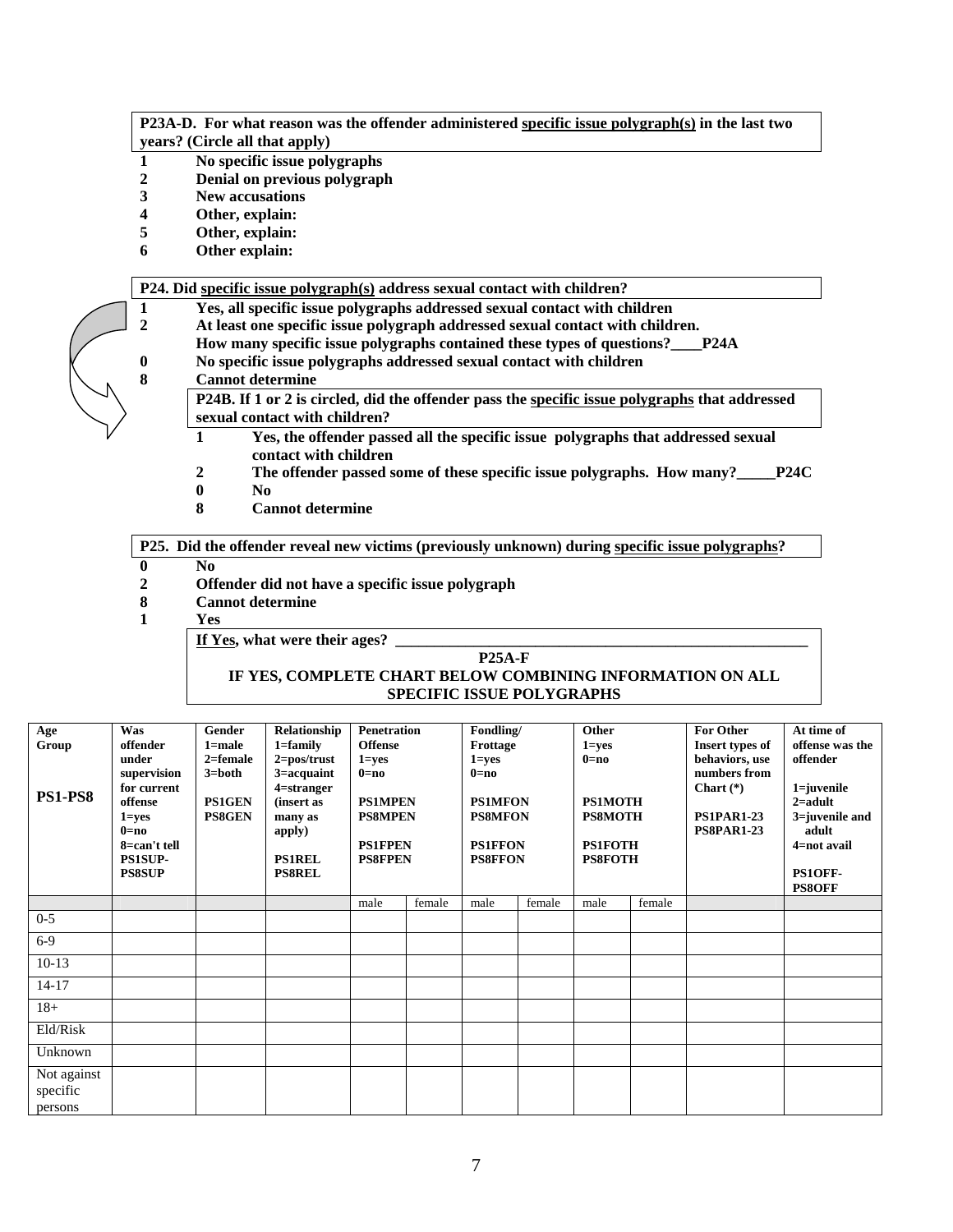**P23A-D. For what reason was the offender administered <u>specific issue polygraph(s)</u> in the last two years? (Circle all that apply)**

**1** **No specific issue polygraphs**
**2** **Denial on previous polygraph**
**3** **New accusations**
**4** **Other, explain:**
**5** **Other, explain:**
**6** **Other explain:**

**P24. Did <u>specific issue polygraph(s)</u> address sexual contact with children?**

**1** **Yes, all specific issue polygraphs addressed sexual contact with children**
**2** **At least one specific issue polygraph addressed sexual contact with children.**
**How many specific issue polygraphs contained these types of questions?\_\_\_\_P24A**
**0** **No specific issue polygraphs addressed sexual contact with children**
**8** **Cannot determine**

**P24B. If 1 or 2 is circled, did the offender pass the <u>specific issue polygraphs</u> that addressed sexual contact with children?**

**1** **Yes, the offender passed all the specific issue polygraphs that addressed sexual contact with children**
**2** **The offender passed some of these specific issue polygraphs. How many?\_\_\_\_\_P24C**
**0** **No**
**8** **Cannot determine**

**P25. Did the offender reveal new victims (previously unknown) during <u>specific issue polygraphs</u>?**

**0** **No**
**2** **Offender did not have a specific issue polygraph**
**8** **Cannot determine**
**1** **Yes**

**<u>If Yes</u>, what were their ages?** \_\_\_\_\_\_\_\_\_\_\_\_\_\_\_\_\_\_\_\_\_\_\_\_\_\_\_\_\_\_\_\_\_\_\_\_\_\_\_\_\_\_\_\_\_\_\_\_\_\_\_\_
**P25A-F**
**IF YES, COMPLETE CHART BELOW COMBINING INFORMATION ON ALL SPECIFIC ISSUE POLYGRAPHS**

| Age Group PS1-PS8 | Was offender under supervision for current offense 1=yes 0=no 8=can't tell PS1SUP-PS8SUP | Gender 1=male 2=female 3=both PS1GEN PS8GEN | Relationship 1=family 2=pos/trust 3=acquaint 4=stranger (insert as many as apply) PS1REL PS8REL | Penetration Offense 1=yes 0=no PS1MPEN PS8MPEN PS1FPEN PS8FPEN | | Fondling/ Frottage 1=yes 0=no PS1MFON PS8MFON PS1FFON PS8FFON | | Other 1=yes 0=no PS1MOTH PS8MOTH PS1FOTH PS8FOTH | | For Other Insert types of behaviors, use numbers from Chart (*) PS1PAR1-23 PS8PAR1-23 | At time of offense was the offender 1=juvenile 2=adult 3=juvenile and adult 4=not avail PS1OFF-PS8OFF |
|---|---|---|---|---|---|---|---|---|---|---|---|
| | | | | male | female | male | female | male | female | | |
| 0-5 | | | | | | | | | | | |
| 6-9 | | | | | | | | | | | |
| 10-13 | | | | | | | | | | | |
| 14-17 | | | | | | | | | | | |
| 18+ | | | | | | | | | | | |
| Eld/Risk | | | | | | | | | | | |
| Unknown | | | | | | | | | | | |
| Not against specific persons | | | | | | | | | | | |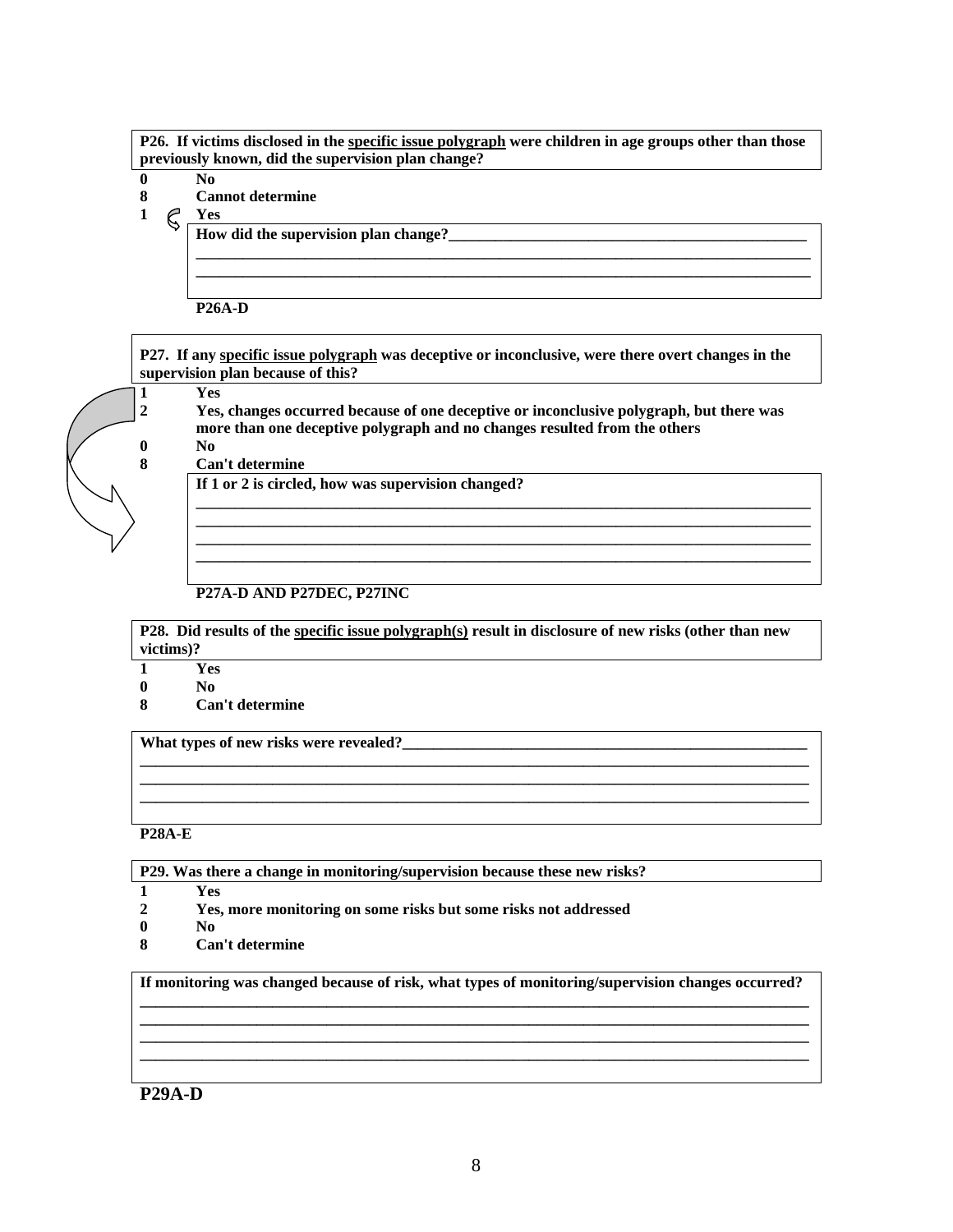**P26. If victims disclosed in the <u>specific issue polygraph</u> were children in age groups other than those previously known, did the supervision plan change?**

**0** **No**
**8** **Cannot determine**
**1** **Yes**

**How did the supervision plan change?**________________________________________________
__________________________________________________________________________________
__________________________________________________________________________________

**P26A-D**

**P27. If any <u>specific issue polygraph</u> was deceptive or inconclusive, were there overt changes in the supervision plan because of this?**

**1** **Yes**
**2** **Yes, changes occurred because of one deceptive or inconclusive polygraph, but there was more than one deceptive polygraph and no changes resulted from the others**
**0** **No**
**8** **Can't determine**

**If 1 or 2 is circled, how was supervision changed?**
__________________________________________________________________________________
__________________________________________________________________________________
__________________________________________________________________________________
__________________________________________________________________________________

**P27A-D AND P27DEC, P27INC**

**P28. Did results of the <u>specific issue polygraph(s)</u> result in disclosure of new risks (other than new victims)?**

**1** **Yes**
**0** **No**
**8** **Can't determine**

**What types of new risks were revealed?**________________________________________________
__________________________________________________________________________________
__________________________________________________________________________________
__________________________________________________________________________________

**P28A-E**

**P29. Was there a change in monitoring/supervision because these new risks?**

**1** **Yes**
**2** **Yes, more monitoring on some risks but some risks not addressed**
**0** **No**
**8** **Can't determine**

**If monitoring was changed because of risk, what types of monitoring/supervision changes occurred?**
__________________________________________________________________________________
__________________________________________________________________________________
__________________________________________________________________________________
__________________________________________________________________________________

**P29A-D**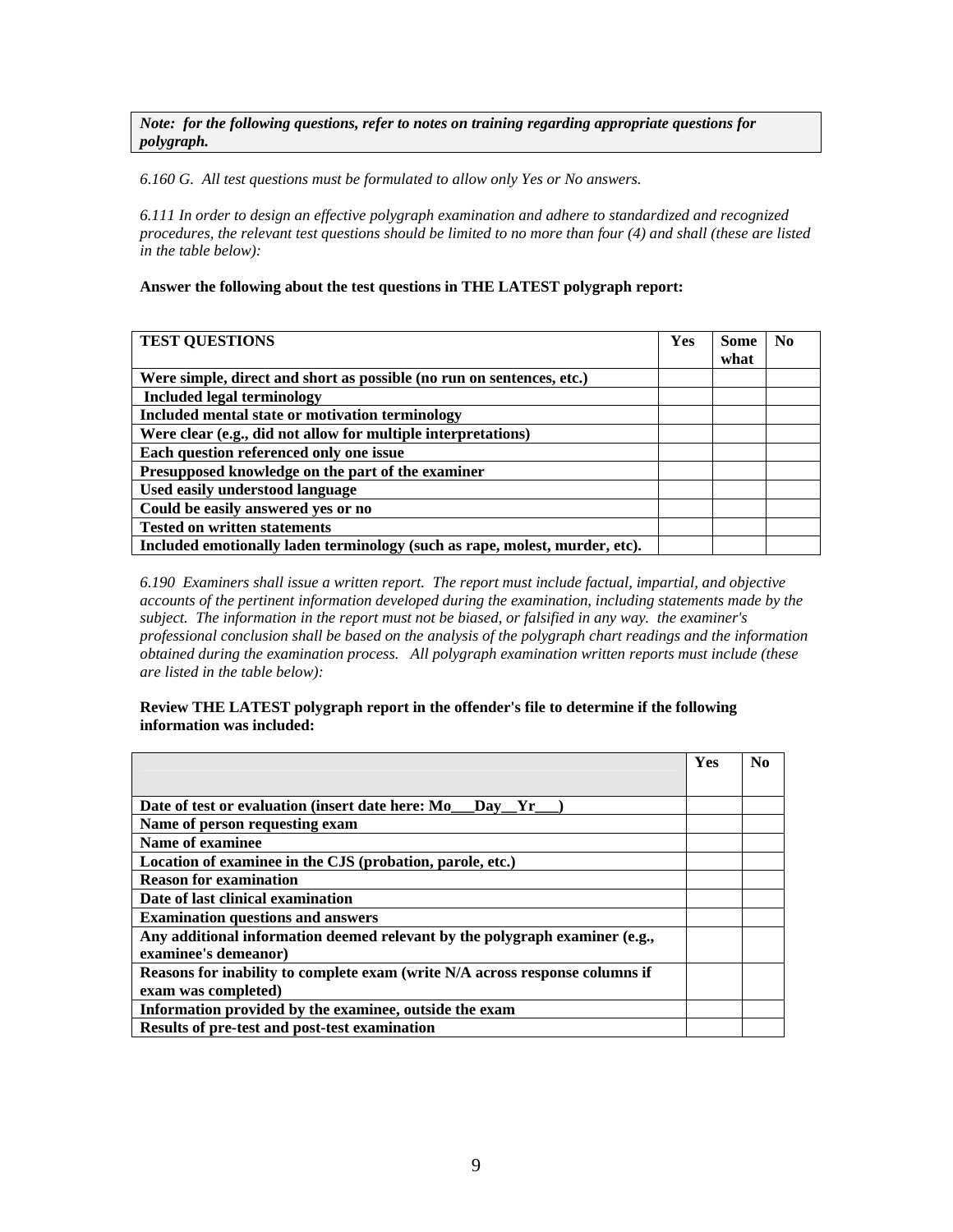***Note: for the following questions, refer to notes on training regarding appropriate questions for polygraph.***

*6.160 G. All test questions must be formulated to allow only Yes or No answers.*

*6.111 In order to design an effective polygraph examination and adhere to standardized and recognized procedures, the relevant test questions should be limited to no more than four (4) and shall (these are listed in the table below):*

**Answer the following about the test questions in THE LATEST polygraph report:**

| TEST QUESTIONS | Yes | Some what | No |
|---|---|---|---|
| Were simple, direct and short as possible (no run on sentences, etc.) | | | |
| Included legal terminology | | | |
| Included mental state or motivation terminology | | | |
| Were clear (e.g., did not allow for multiple interpretations) | | | |
| Each question referenced only one issue | | | |
| Presupposed knowledge on the part of the examiner | | | |
| Used easily understood language | | | |
| Could be easily answered yes or no | | | |
| Tested on written statements | | | |
| Included emotionally laden terminology (such as rape, molest, murder, etc). | | | |

*6.190 Examiners shall issue a written report. The report must include factual, impartial, and objective accounts of the pertinent information developed during the examination, including statements made by the subject. The information in the report must not be biased, or falsified in any way. the examiner's professional conclusion shall be based on the analysis of the polygraph chart readings and the information obtained during the examination process. All polygraph examination written reports must include (these are listed in the table below):*

**Review THE LATEST polygraph report in the offender's file to determine if the following information was included:**

| | Yes | No |
|---|---|---|
| Date of test or evaluation (insert date here: Mo___Day__Yr___) | | |
| Name of person requesting exam | | |
| Name of examinee | | |
| Location of examinee in the CJS (probation, parole, etc.) | | |
| Reason for examination | | |
| Date of last clinical examination | | |
| Examination questions and answers | | |
| Any additional information deemed relevant by the polygraph examiner (e.g., examinee's demeanor) | | |
| Reasons for inability to complete exam (write N/A across response columns if exam was completed) | | |
| Information provided by the examinee, outside the exam | | |
| Results of pre-test and post-test examination | | |